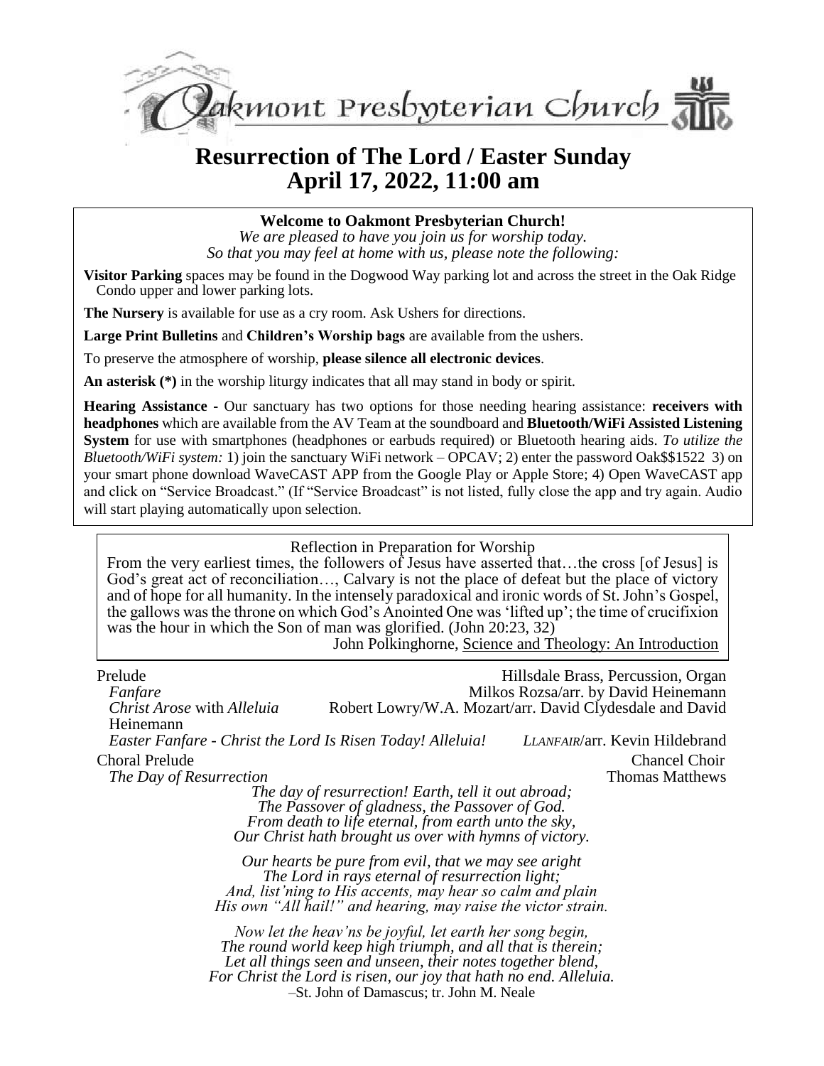# Oakmont Presbyterian Church

## Resurrection of The Lord / Easter Sunday
## April 17, 2022, 11:00 am

**Welcome to Oakmont Presbyterian Church!**
*We are pleased to have you join us for worship today.*
*So that you may feel at home with us, please note the following:*

**Visitor Parking** spaces may be found in the Dogwood Way parking lot and across the street in the Oak Ridge Condo upper and lower parking lots.

**The Nursery** is available for use as a cry room. Ask Ushers for directions.

**Large Print Bulletins** and **Children's Worship bags** are available from the ushers.

To preserve the atmosphere of worship, **please silence all electronic devices**.

**An asterisk (*)** in the worship liturgy indicates that all may stand in body or spirit.

**Hearing Assistance** - Our sanctuary has two options for those needing hearing assistance: **receivers with headphones** which are available from the AV Team at the soundboard and **Bluetooth/WiFi Assisted Listening System** for use with smartphones (headphones or earbuds required) or Bluetooth hearing aids. *To utilize the Bluetooth/WiFi system:* 1) join the sanctuary WiFi network – OPCAV; 2) enter the password Oak$$1522 3) on your smart phone download WaveCAST APP from the Google Play or Apple Store; 4) Open WaveCAST app and click on "Service Broadcast." (If "Service Broadcast" is not listed, fully close the app and try again. Audio will start playing automatically upon selection.

Reflection in Preparation for Worship

From the very earliest times, the followers of Jesus have asserted that…the cross [of Jesus] is God's great act of reconciliation…, Calvary is not the place of defeat but the place of victory and of hope for all humanity. In the intensely paradoxical and ironic words of St. John's Gospel, the gallows was the throne on which God's Anointed One was 'lifted up'; the time of crucifixion was the hour in which the Son of man was glorified. (John 20:23, 32)

John Polkinghorne, Science and Theology: An Introduction

Prelude — Hillsdale Brass, Percussion, Organ

*Fanfare* — Milkos Rozsa/arr. by David Heinemann

*Christ Arose* with *Alleluia* — Robert Lowry/W.A. Mozart/arr. David Clydesdale and David Heinemann

*Easter Fanfare - Christ the Lord Is Risen Today! Alleluia!* — *LLANFAIR*/arr. Kevin Hildebrand

Choral Prelude — Chancel Choir

*The Day of Resurrection* — Thomas Matthews

*The day of resurrection! Earth, tell it out abroad;*
*The Passover of gladness, the Passover of God.*
*From death to life eternal, from earth unto the sky,*
*Our Christ hath brought us over with hymns of victory.*

*Our hearts be pure from evil, that we may see aright*
*The Lord in rays eternal of resurrection light;*
*And, list'ning to His accents, may hear so calm and plain*
*His own "All hail!" and hearing, may raise the victor strain.*

*Now let the heav'ns be joyful, let earth her song begin,*
*The round world keep high triumph, and all that is therein;*
*Let all things seen and unseen, their notes together blend,*
*For Christ the Lord is risen, our joy that hath no end. Alleluia.*

–St. John of Damascus; tr. John M. Neale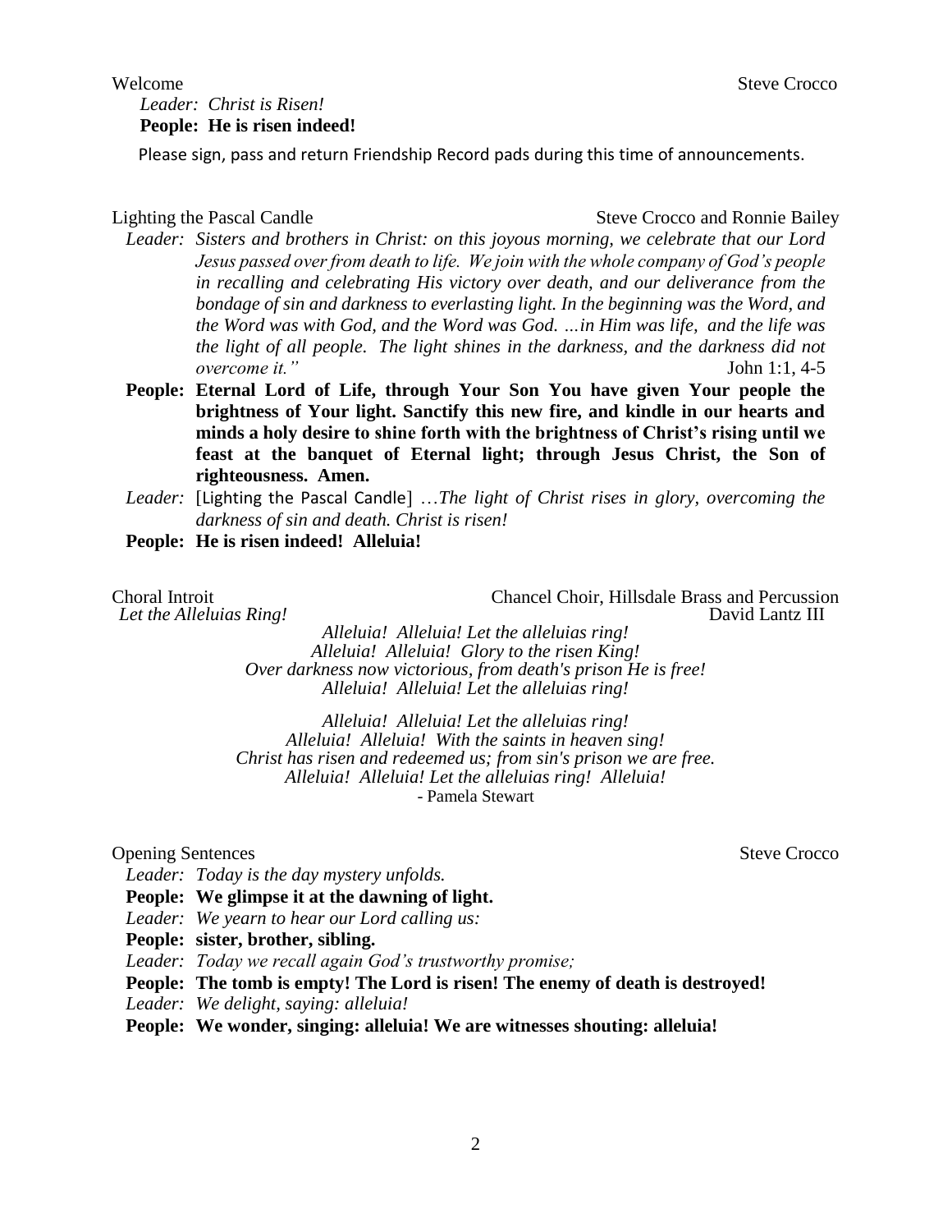Welcome Steve Crocco

*Leader: Christ is Risen!*
**People: He is risen indeed!**

Please sign, pass and return Friendship Record pads during this time of announcements.

Lighting the Pascal Candle Steve Crocco and Ronnie Bailey

*Leader: Sisters and brothers in Christ: on this joyous morning, we celebrate that our Lord Jesus passed over from death to life. We join with the whole company of God's people in recalling and celebrating His victory over death, and our deliverance from the bondage of sin and darkness to everlasting light. In the beginning was the Word, and the Word was with God, and the Word was God. …in Him was life, and the life was the light of all people. The light shines in the darkness, and the darkness did not overcome it."* John 1:1, 4-5

**People: Eternal Lord of Life, through Your Son You have given Your people the brightness of Your light. Sanctify this new fire, and kindle in our hearts and minds a holy desire to shine forth with the brightness of Christ's rising until we feast at the banquet of Eternal light; through Jesus Christ, the Son of righteousness. Amen.**

*Leader:* [Lighting the Pascal Candle] …*The light of Christ rises in glory, overcoming the darkness of sin and death. Christ is risen!*

**People: He is risen indeed! Alleluia!**

Choral Introit Chancel Choir, Hillsdale Brass and Percussion
*Let the Alleluias Ring!* David Lantz III

*Alleluia! Alleluia! Let the alleluias ring!*
*Alleluia! Alleluia! Glory to the risen King!*
*Over darkness now victorious, from death's prison He is free!*
*Alleluia! Alleluia! Let the alleluias ring!*

*Alleluia! Alleluia! Let the alleluias ring!*
*Alleluia! Alleluia! With the saints in heaven sing!*
*Christ has risen and redeemed us; from sin's prison we are free.*
*Alleluia! Alleluia! Let the alleluias ring! Alleluia!*
- Pamela Stewart

Opening Sentences Steve Crocco

*Leader: Today is the day mystery unfolds.*
**People: We glimpse it at the dawning of light.**
*Leader: We yearn to hear our Lord calling us:*
**People: sister, brother, sibling.**
*Leader: Today we recall again God's trustworthy promise;*
**People: The tomb is empty! The Lord is risen! The enemy of death is destroyed!**
*Leader: We delight, saying: alleluia!*
**People: We wonder, singing: alleluia! We are witnesses shouting: alleluia!**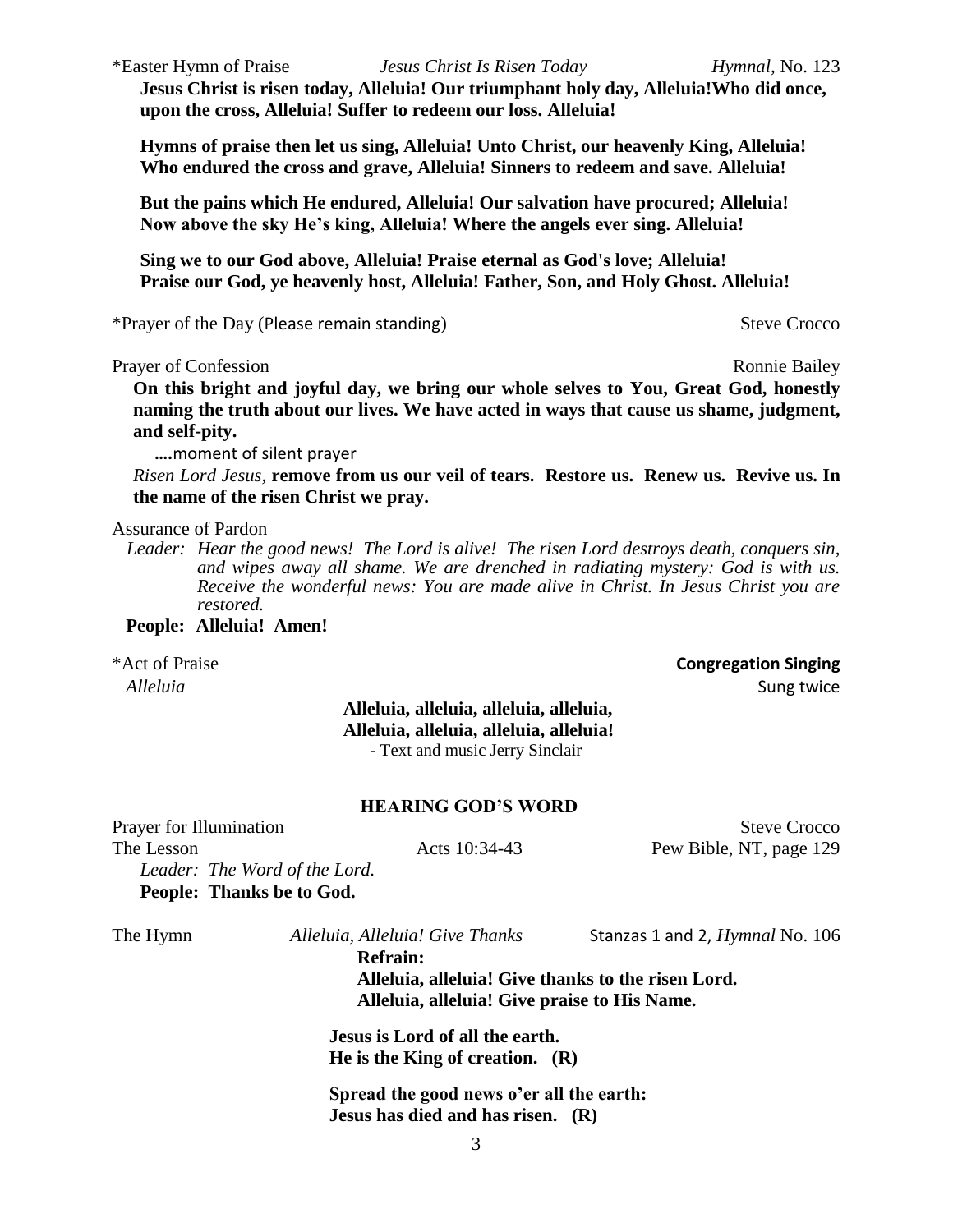*Easter Hymn of Praise *Jesus Christ Is Risen Today* *Hymnal*, No. 123

**Jesus Christ is risen today, Alleluia! Our triumphant holy day, Alleluia!Who did once, upon the cross, Alleluia! Suffer to redeem our loss. Alleluia!**

**Hymns of praise then let us sing, Alleluia! Unto Christ, our heavenly King, Alleluia! Who endured the cross and grave, Alleluia! Sinners to redeem and save. Alleluia!**

**But the pains which He endured, Alleluia! Our salvation have procured; Alleluia! Now above the sky He's king, Alleluia! Where the angels ever sing. Alleluia!**

**Sing we to our God above, Alleluia! Praise eternal as God's love; Alleluia! Praise our God, ye heavenly host, Alleluia! Father, Son, and Holy Ghost. Alleluia!**

*Prayer of the Day (Please remain standing) Steve Crocco

Prayer of Confession Ronnie Bailey

**On this bright and joyful day, we bring our whole selves to You, Great God, honestly naming the truth about our lives. We have acted in ways that cause us shame, judgment, and self-pity.**

**....**moment of silent prayer

*Risen Lord Jesus,* **remove from us our veil of tears. Restore us. Renew us. Revive us. In the name of the risen Christ we pray.**

Assurance of Pardon

*Leader: Hear the good news! The Lord is alive! The risen Lord destroys death, conquers sin, and wipes away all shame. We are drenched in radiating mystery: God is with us. Receive the wonderful news: You are made alive in Christ. In Jesus Christ you are restored.*

**People: Alleluia! Amen!**

*Act of Praise **Congregation Singing**

*Alleluia* Sung twice

**Alleluia, alleluia, alleluia, alleluia,**
**Alleluia, alleluia, alleluia, alleluia!**
- Text and music Jerry Sinclair

## HEARING GOD'S WORD

Prayer for Illumination Steve Crocco

The Lesson Acts 10:34-43 Pew Bible, NT, page 129

*Leader: The Word of the Lord.*

**People: Thanks be to God.**

The Hymn *Alleluia, Alleluia! Give Thanks* Stanzas 1 and 2, *Hymnal* No. 106

**Refrain:**
**Alleluia, alleluia! Give thanks to the risen Lord.**
**Alleluia, alleluia! Give praise to His Name.**

**Jesus is Lord of all the earth.**
**He is the King of creation. (R)**

**Spread the good news o'er all the earth:**
**Jesus has died and has risen. (R)**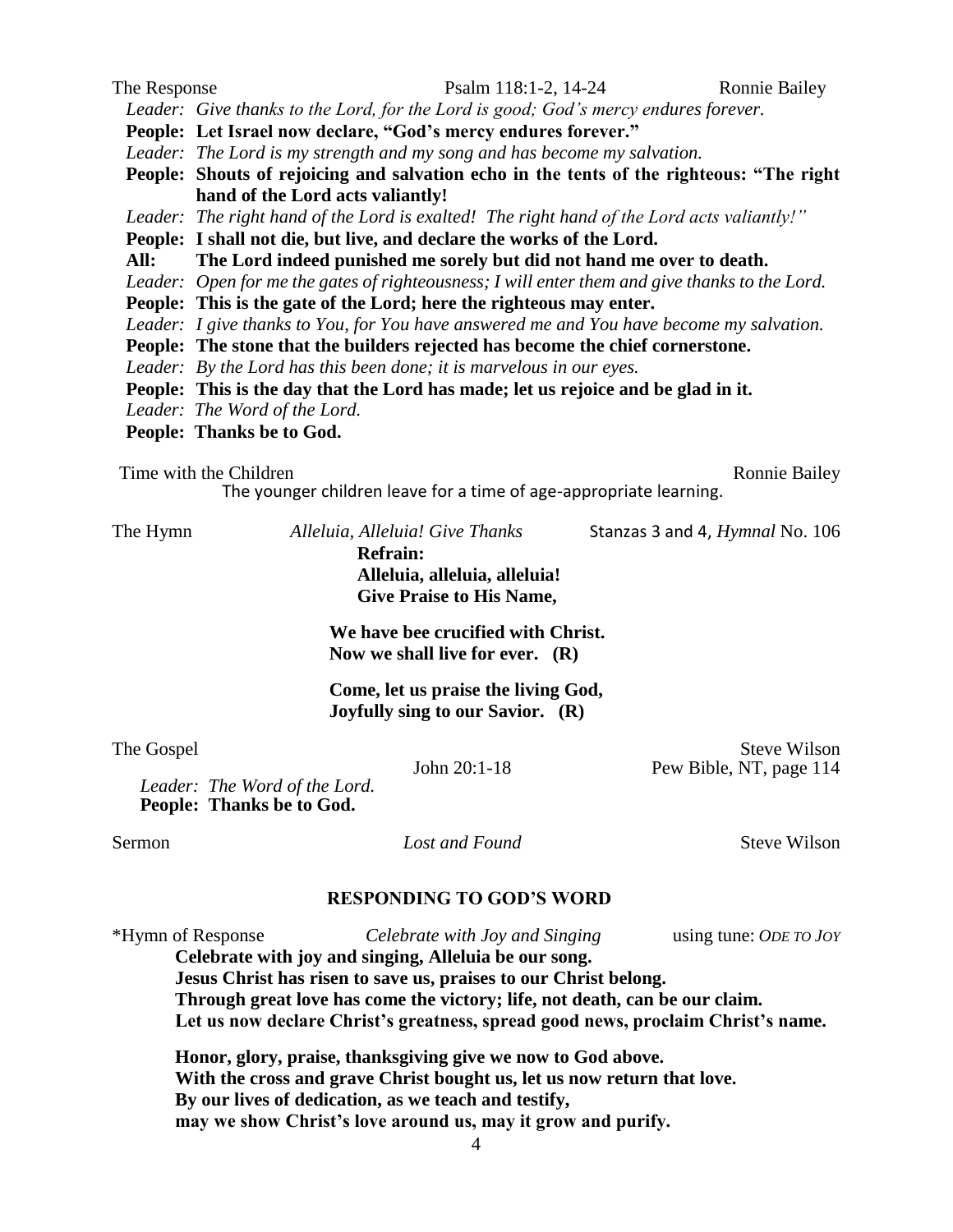The Response Psalm 118:1-2, 14-24 Ronnie Bailey

*Leader: Give thanks to the Lord, for the Lord is good; God's mercy endures forever.*

**People: Let Israel now declare, "God's mercy endures forever."**

*Leader: The Lord is my strength and my song and has become my salvation.*

**People: Shouts of rejoicing and salvation echo in the tents of the righteous: "The right hand of the Lord acts valiantly!**

*Leader: The right hand of the Lord is exalted! The right hand of the Lord acts valiantly!"*

**People: I shall not die, but live, and declare the works of the Lord.**

**All: The Lord indeed punished me sorely but did not hand me over to death.**

*Leader: Open for me the gates of righteousness; I will enter them and give thanks to the Lord.*

**People: This is the gate of the Lord; here the righteous may enter.**

*Leader: I give thanks to You, for You have answered me and You have become my salvation.*

**People: The stone that the builders rejected has become the chief cornerstone.**

*Leader: By the Lord has this been done; it is marvelous in our eyes.*

**People: This is the day that the Lord has made; let us rejoice and be glad in it.**

*Leader: The Word of the Lord.*

**People: Thanks be to God.**

Time with the Children Ronnie Bailey

The younger children leave for a time of age-appropriate learning.

The Hymn *Alleluia, Alleluia! Give Thanks* Stanzas 3 and 4, *Hymnal* No. 106

**Refrain:**
**Alleluia, alleluia, alleluia!**
**Give Praise to His Name,**

**We have bee crucified with Christ.**
**Now we shall live for ever. (R)**

**Come, let us praise the living God,**
**Joyfully sing to our Savior. (R)**

The Gospel John 20:1-18 Steve Wilson
Pew Bible, NT, page 114

*Leader: The Word of the Lord.*
**People: Thanks be to God.**

Sermon *Lost and Found* Steve Wilson

## RESPONDING TO GOD'S WORD

*Hymn of Response *Celebrate with Joy and Singing* using tune: *ODE TO JOY*

**Celebrate with joy and singing, Alleluia be our song.**
**Jesus Christ has risen to save us, praises to our Christ belong.**
**Through great love has come the victory; life, not death, can be our claim.**
**Let us now declare Christ's greatness, spread good news, proclaim Christ's name.**

**Honor, glory, praise, thanksgiving give we now to God above.**
**With the cross and grave Christ bought us, let us now return that love.**
**By our lives of dedication, as we teach and testify,**
**may we show Christ's love around us, may it grow and purify.**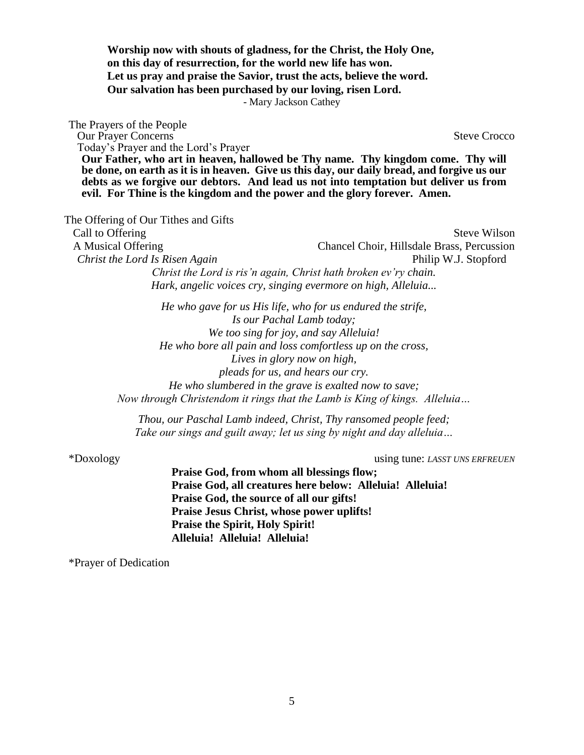**Worship now with shouts of gladness, for the Christ, the Holy One,**
**on this day of resurrection, for the world new life has won.**
**Let us pray and praise the Savior, trust the acts, believe the word.**
**Our salvation has been purchased by our loving, risen Lord.**
- Mary Jackson Cathey

The Prayers of the People
Our Prayer Concerns — Steve Crocco
Today's Prayer and the Lord's Prayer

**Our Father, who art in heaven, hallowed be Thy name. Thy kingdom come. Thy will be done, on earth as it is in heaven. Give us this day, our daily bread, and forgive us our debts as we forgive our debtors. And lead us not into temptation but deliver us from evil. For Thine is the kingdom and the power and the glory forever. Amen.**

The Offering of Our Tithes and Gifts
Call to Offering — Steve Wilson
A Musical Offering — Chancel Choir, Hillsdale Brass, Percussion
*Christ the Lord Is Risen Again* — Philip W.J. Stopford

*Christ the Lord is ris'n again, Christ hath broken ev'ry chain.*
*Hark, angelic voices cry, singing evermore on high, Alleluia...*

*He who gave for us His life, who for us endured the strife,*
*Is our Pachal Lamb today;*
*We too sing for joy, and say Alleluia!*
*He who bore all pain and loss comfortless up on the cross,*
*Lives in glory now on high,*
*pleads for us, and hears our cry.*
*He who slumbered in the grave is exalted now to save;*
*Now through Christendom it rings that the Lamb is King of kings. Alleluia…*

*Thou, our Paschal Lamb indeed, Christ, Thy ransomed people feed;*
*Take our sings and guilt away; let us sing by night and day alleluia…*

*Doxology — using tune: *LASST UNS ERFREUEN*

**Praise God, from whom all blessings flow;**
**Praise God, all creatures here below: Alleluia! Alleluia!**
**Praise God, the source of all our gifts!**
**Praise Jesus Christ, whose power uplifts!**
**Praise the Spirit, Holy Spirit!**
**Alleluia! Alleluia! Alleluia!**

*Prayer of Dedication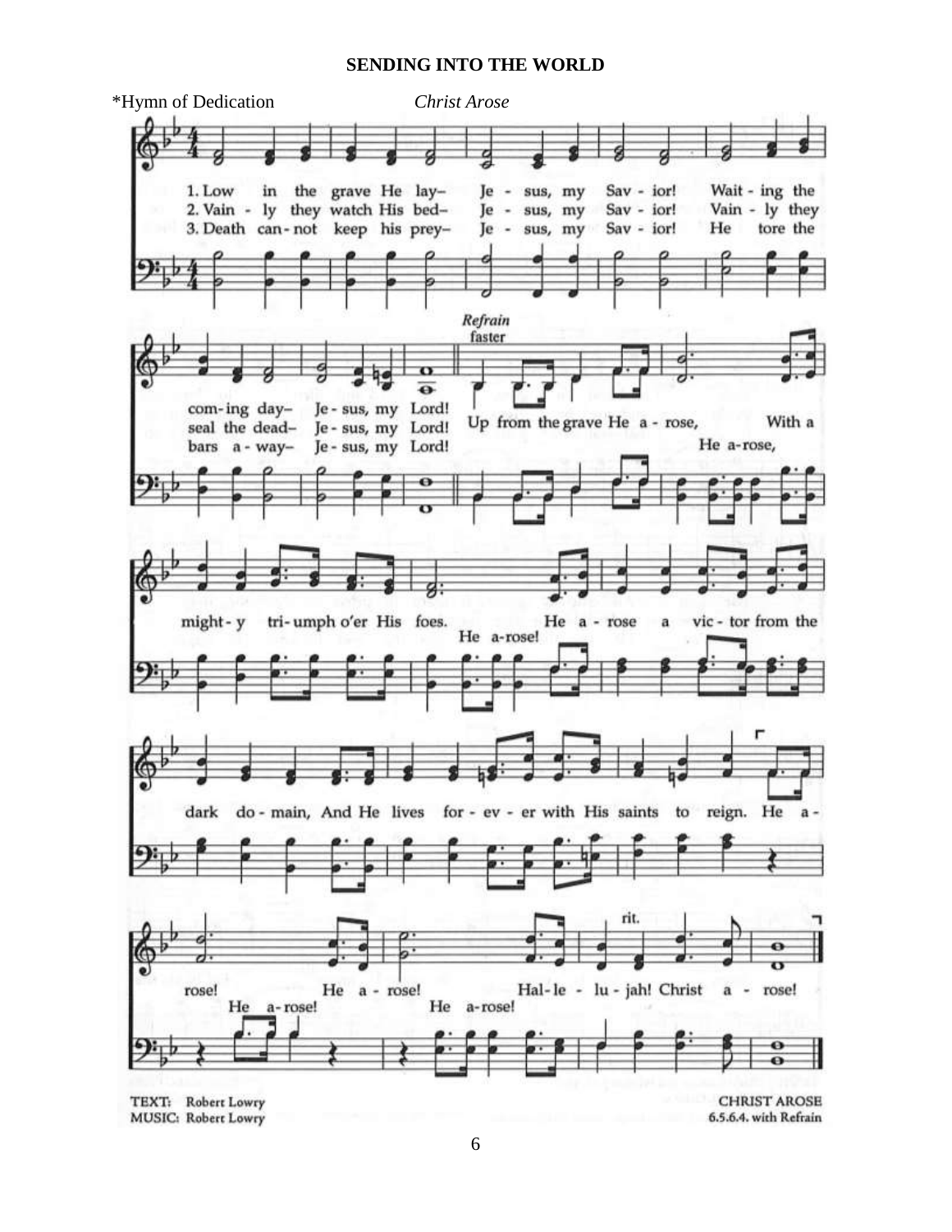**SENDING INTO THE WORLD**

*Hymn of Dedication *Christ Arose*

1. Low in the grave He lay– Jesus, my Savior! Waiting the coming day– Jesus, my Lord!
2. Vainly they watch His bed– Jesus, my Savior! Vainly they seal the dead– Jesus, my Lord!
3. Death cannot keep his prey– Jesus, my Savior! He tore the bars away– Jesus, my Lord!

*Refrain* (faster)

Up from the grave He arose, (He arose,) With a mighty triumph o'er His foes. He arose a (He arose!) victor from the dark domain, And He lives forever with His saints to reign. He arose! (He arose!) He arose! (He arose!) Hallelujah! Christ arose!

TEXT: Robert Lowry
MUSIC: Robert Lowry

CHRIST AROSE
6.5.6.4. with Refrain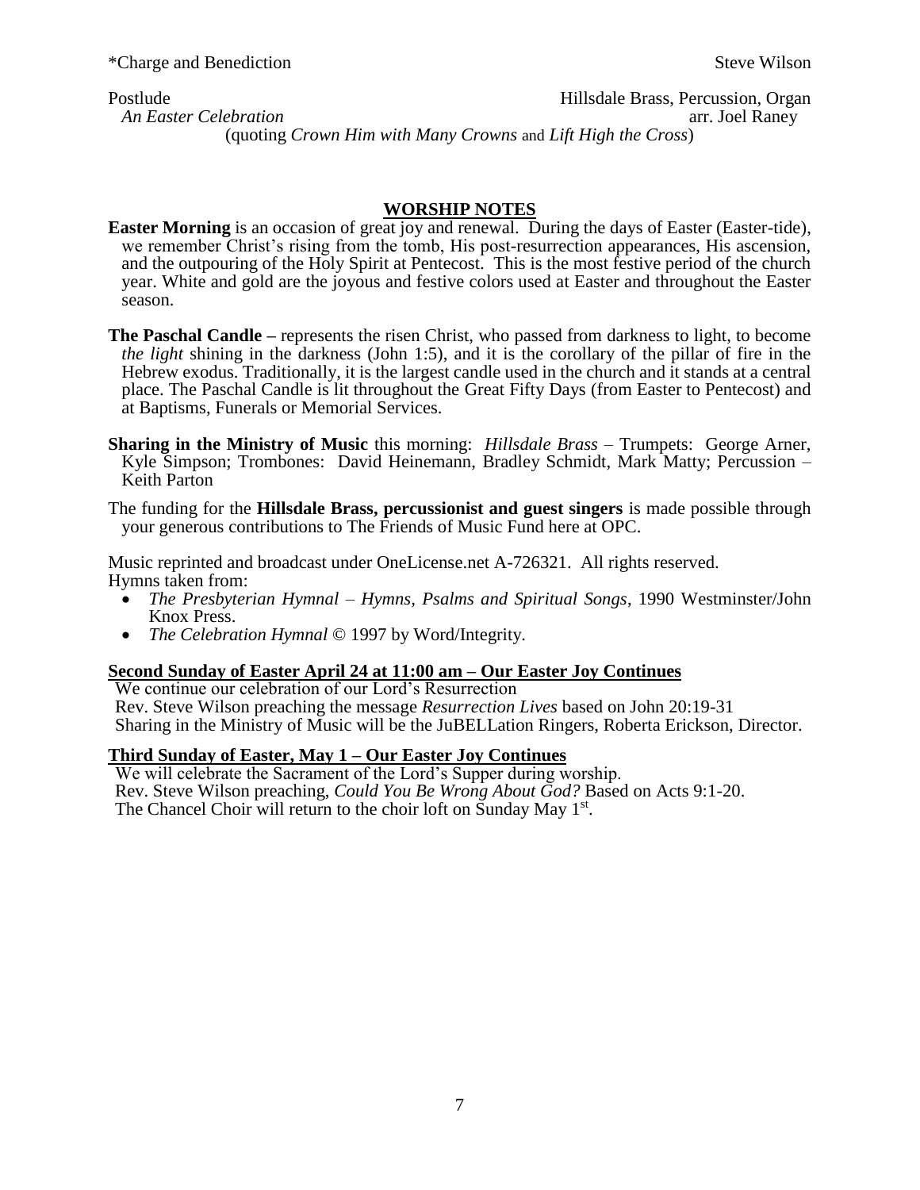*Charge and Benediction Steve Wilson

Postlude Hillsdale Brass, Percussion, Organ
*An Easter Celebration* arr. Joel Raney
(quoting *Crown Him with Many Crowns* and *Lift High the Cross*)

## WORSHIP NOTES

**Easter Morning** is an occasion of great joy and renewal. During the days of Easter (Easter-tide), we remember Christ's rising from the tomb, His post-resurrection appearances, His ascension, and the outpouring of the Holy Spirit at Pentecost. This is the most festive period of the church year. White and gold are the joyous and festive colors used at Easter and throughout the Easter season.

**The Paschal Candle –** represents the risen Christ, who passed from darkness to light, to become *the light* shining in the darkness (John 1:5), and it is the corollary of the pillar of fire in the Hebrew exodus. Traditionally, it is the largest candle used in the church and it stands at a central place. The Paschal Candle is lit throughout the Great Fifty Days (from Easter to Pentecost) and at Baptisms, Funerals or Memorial Services.

**Sharing in the Ministry of Music** this morning: *Hillsdale Brass* – Trumpets: George Arner, Kyle Simpson; Trombones: David Heinemann, Bradley Schmidt, Mark Matty; Percussion – Keith Parton

The funding for the **Hillsdale Brass, percussionist and guest singers** is made possible through your generous contributions to The Friends of Music Fund here at OPC.

Music reprinted and broadcast under OneLicense.net A-726321. All rights reserved.
Hymns taken from:

- *The Presbyterian Hymnal – Hymns, Psalms and Spiritual Songs*, 1990 Westminster/John Knox Press.
- *The Celebration Hymnal* © 1997 by Word/Integrity.

### Second Sunday of Easter April 24 at 11:00 am – Our Easter Joy Continues

We continue our celebration of our Lord's Resurrection
Rev. Steve Wilson preaching the message *Resurrection Lives* based on John 20:19-31
Sharing in the Ministry of Music will be the JuBELLation Ringers, Roberta Erickson, Director.

### Third Sunday of Easter, May 1 – Our Easter Joy Continues

We will celebrate the Sacrament of the Lord's Supper during worship.
Rev. Steve Wilson preaching, *Could You Be Wrong About God?* Based on Acts 9:1-20.
The Chancel Choir will return to the choir loft on Sunday May 1st.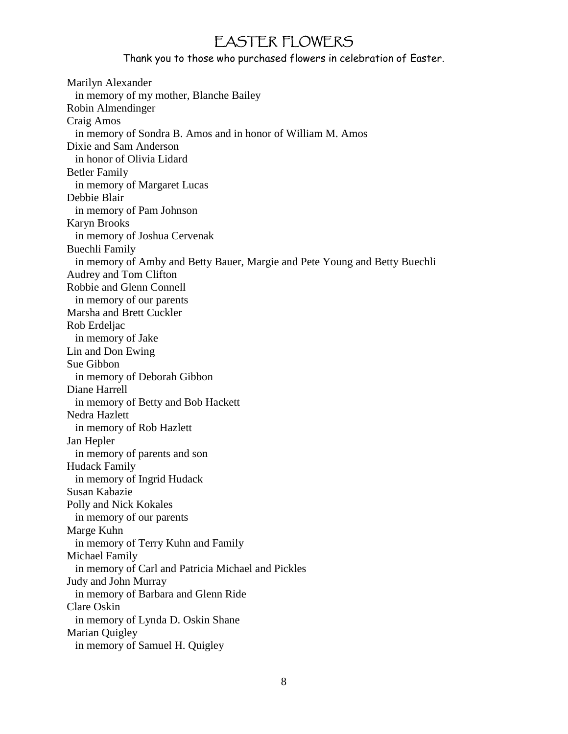# EASTER FLOWERS

Thank you to those who purchased flowers in celebration of Easter.

Marilyn Alexander
  in memory of my mother, Blanche Bailey
Robin Almendinger
Craig Amos
  in memory of Sondra B. Amos and in honor of William M. Amos
Dixie and Sam Anderson
  in honor of Olivia Lidard
Betler Family
  in memory of Margaret Lucas
Debbie Blair
  in memory of Pam Johnson
Karyn Brooks
  in memory of Joshua Cervenak
Buechli Family
  in memory of Amby and Betty Bauer, Margie and Pete Young and Betty Buechli
Audrey and Tom Clifton
Robbie and Glenn Connell
  in memory of our parents
Marsha and Brett Cuckler
Rob Erdeljac
  in memory of Jake
Lin and Don Ewing
Sue Gibbon
  in memory of Deborah Gibbon
Diane Harrell
  in memory of Betty and Bob Hackett
Nedra Hazlett
  in memory of Rob Hazlett
Jan Hepler
  in memory of parents and son
Hudack Family
  in memory of Ingrid Hudack
Susan Kabazie
Polly and Nick Kokales
  in memory of our parents
Marge Kuhn
  in memory of Terry Kuhn and Family
Michael Family
  in memory of Carl and Patricia Michael and Pickles
Judy and John Murray
  in memory of Barbara and Glenn Ride
Clare Oskin
  in memory of Lynda D. Oskin Shane
Marian Quigley
  in memory of Samuel H. Quigley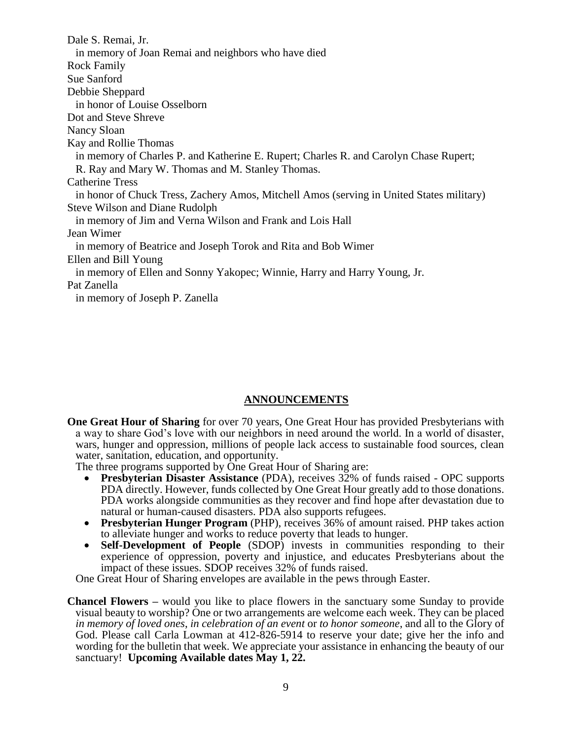Dale S. Remai, Jr.
  in memory of Joan Remai and neighbors who have died
Rock Family
Sue Sanford
Debbie Sheppard
  in honor of Louise Osselborn
Dot and Steve Shreve
Nancy Sloan
Kay and Rollie Thomas
  in memory of Charles P. and Katherine E. Rupert; Charles R. and Carolyn Chase Rupert; R. Ray and Mary W. Thomas and M. Stanley Thomas.
Catherine Tress
  in honor of Chuck Tress, Zachery Amos, Mitchell Amos (serving in United States military)
Steve Wilson and Diane Rudolph
  in memory of Jim and Verna Wilson and Frank and Lois Hall
Jean Wimer
  in memory of Beatrice and Joseph Torok and Rita and Bob Wimer
Ellen and Bill Young
  in memory of Ellen and Sonny Yakopec; Winnie, Harry and Harry Young, Jr.
Pat Zanella
  in memory of Joseph P. Zanella

## ANNOUNCEMENTS

**One Great Hour of Sharing** for over 70 years, One Great Hour has provided Presbyterians with a way to share God's love with our neighbors in need around the world. In a world of disaster, wars, hunger and oppression, millions of people lack access to sustainable food sources, clean water, sanitation, education, and opportunity.

The three programs supported by One Great Hour of Sharing are:

- **Presbyterian Disaster Assistance** (PDA), receives 32% of funds raised - OPC supports PDA directly. However, funds collected by One Great Hour greatly add to those donations. PDA works alongside communities as they recover and find hope after devastation due to natural or human-caused disasters. PDA also supports refugees.
- **Presbyterian Hunger Program** (PHP), receives 36% of amount raised. PHP takes action to alleviate hunger and works to reduce poverty that leads to hunger.
- **Self-Development of People** (SDOP) invests in communities responding to their experience of oppression, poverty and injustice, and educates Presbyterians about the impact of these issues. SDOP receives 32% of funds raised.

One Great Hour of Sharing envelopes are available in the pews through Easter.

**Chancel Flowers –** would you like to place flowers in the sanctuary some Sunday to provide visual beauty to worship? One or two arrangements are welcome each week. They can be placed *in memory of loved ones*, *in celebration of an event* or *to honor someone*, and all to the Glory of God. Please call Carla Lowman at 412-826-5914 to reserve your date; give her the info and wording for the bulletin that week. We appreciate your assistance in enhancing the beauty of our sanctuary! **Upcoming Available dates May 1, 22.**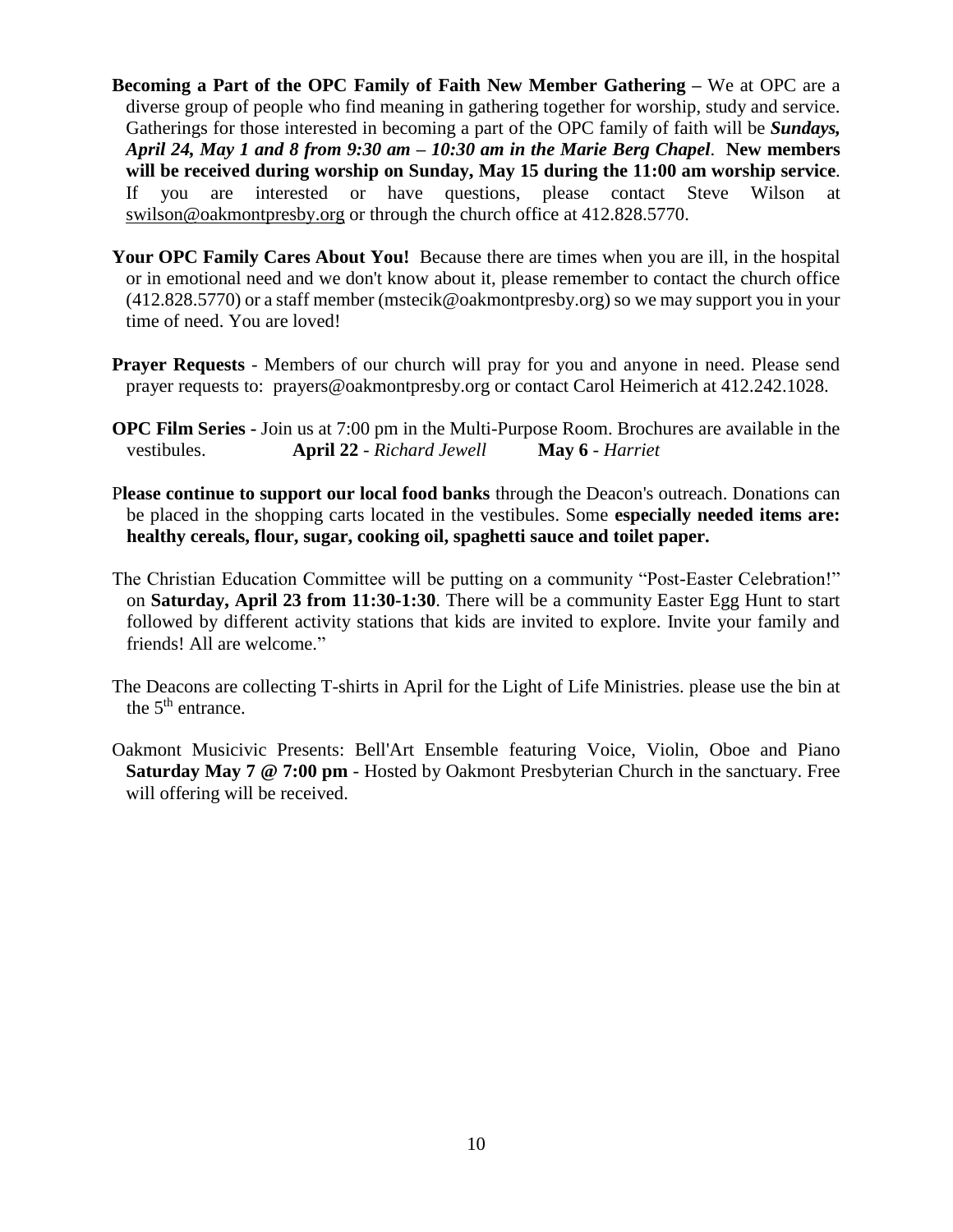**Becoming a Part of the OPC Family of Faith New Member Gathering –** We at OPC are a diverse group of people who find meaning in gathering together for worship, study and service. Gatherings for those interested in becoming a part of the OPC family of faith will be ***Sundays, April 24, May 1 and 8 from 9:30 am – 10:30 am in the Marie Berg Chapel***. **New members will be received during worship on Sunday, May 15 during the 11:00 am worship service**. If you are interested or have questions, please contact Steve Wilson at swilson@oakmontpresby.org or through the church office at 412.828.5770.

**Your OPC Family Cares About You!** Because there are times when you are ill, in the hospital or in emotional need and we don't know about it, please remember to contact the church office (412.828.5770) or a staff member (mstecik@oakmontpresby.org) so we may support you in your time of need. You are loved!

**Prayer Requests** - Members of our church will pray for you and anyone in need. Please send prayer requests to: prayers@oakmontpresby.org or contact Carol Heimerich at 412.242.1028.

**OPC Film Series** - Join us at 7:00 pm in the Multi-Purpose Room. Brochures are available in the vestibules. **April 22** - *Richard Jewell* **May 6** - *Harriet*

P**lease continue to support our local food banks** through the Deacon's outreach. Donations can be placed in the shopping carts located in the vestibules. Some **especially needed items are: healthy cereals, flour, sugar, cooking oil, spaghetti sauce and toilet paper.**

The Christian Education Committee will be putting on a community "Post-Easter Celebration!" on **Saturday, April 23 from 11:30-1:30**. There will be a community Easter Egg Hunt to start followed by different activity stations that kids are invited to explore. Invite your family and friends! All are welcome."

The Deacons are collecting T-shirts in April for the Light of Life Ministries. please use the bin at the 5th entrance.

Oakmont Musicivic Presents: Bell'Art Ensemble featuring Voice, Violin, Oboe and Piano **Saturday May 7 @ 7:00 pm** - Hosted by Oakmont Presbyterian Church in the sanctuary. Free will offering will be received.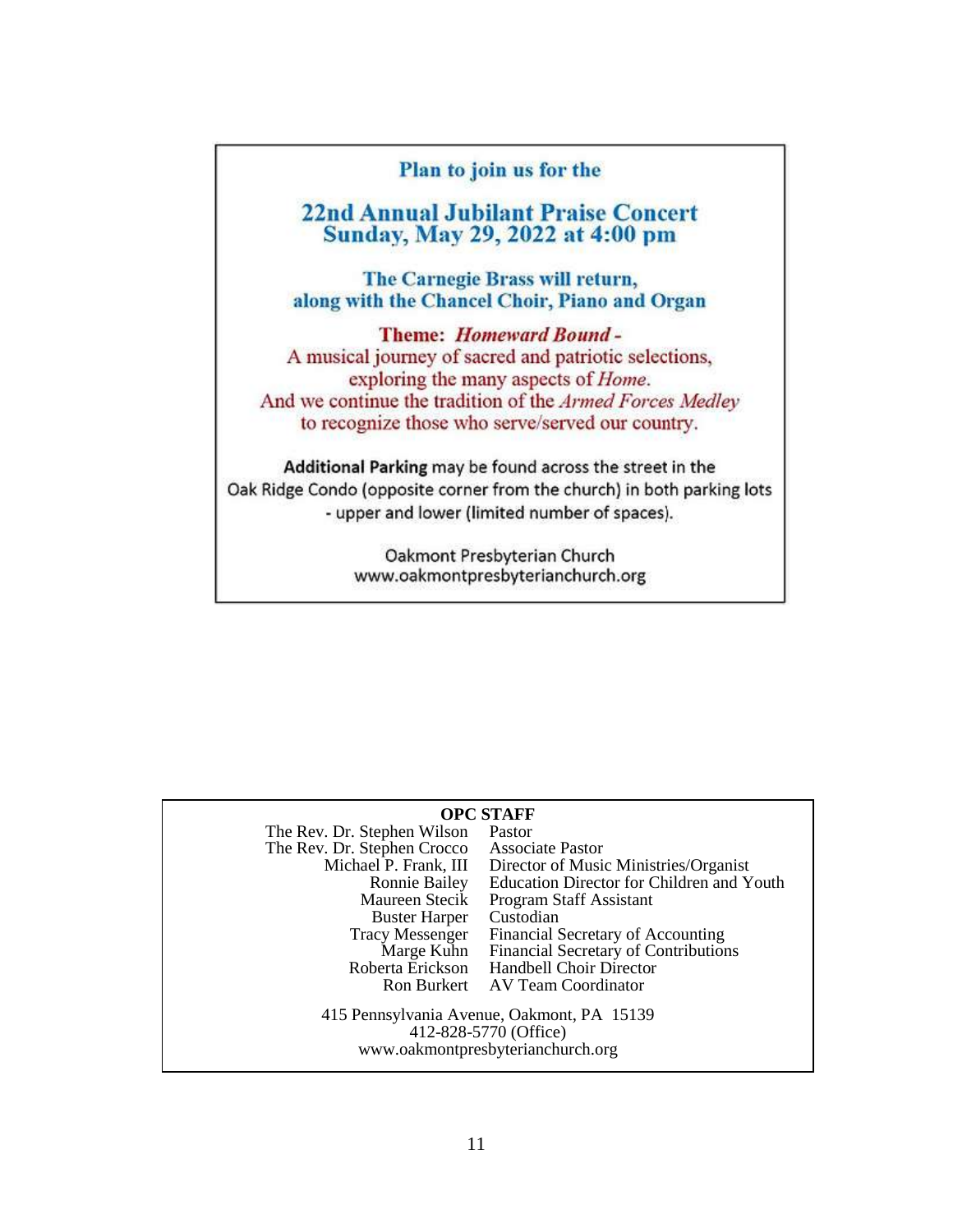**Plan to join us for the**

## 22nd Annual Jubilant Praise Concert
## Sunday, May 29, 2022 at 4:00 pm

**The Carnegie Brass will return, along with the Chancel Choir, Piano and Organ**

**Theme: *Homeward Bound* -**
A musical journey of sacred and patriotic selections, exploring the many aspects of *Home*.
And we continue the tradition of the *Armed Forces Medley* to recognize those who serve/served our country.

**Additional Parking** may be found across the street in the Oak Ridge Condo (opposite corner from the church) in both parking lots - upper and lower (limited number of spaces).

Oakmont Presbyterian Church
www.oakmontpresbyterianchurch.org

---

**OPC STAFF**

| | |
|---|---|
| The Rev. Dr. Stephen Wilson | Pastor |
| The Rev. Dr. Stephen Crocco | Associate Pastor |
| Michael P. Frank, III | Director of Music Ministries/Organist |
| Ronnie Bailey | Education Director for Children and Youth |
| Maureen Stecik | Program Staff Assistant |
| Buster Harper | Custodian |
| Tracy Messenger | Financial Secretary of Accounting |
| Marge Kuhn | Financial Secretary of Contributions |
| Roberta Erickson | Handbell Choir Director |
| Ron Burkert | AV Team Coordinator |

415 Pennsylvania Avenue, Oakmont, PA 15139
412-828-5770 (Office)
www.oakmontpresbyterianchurch.org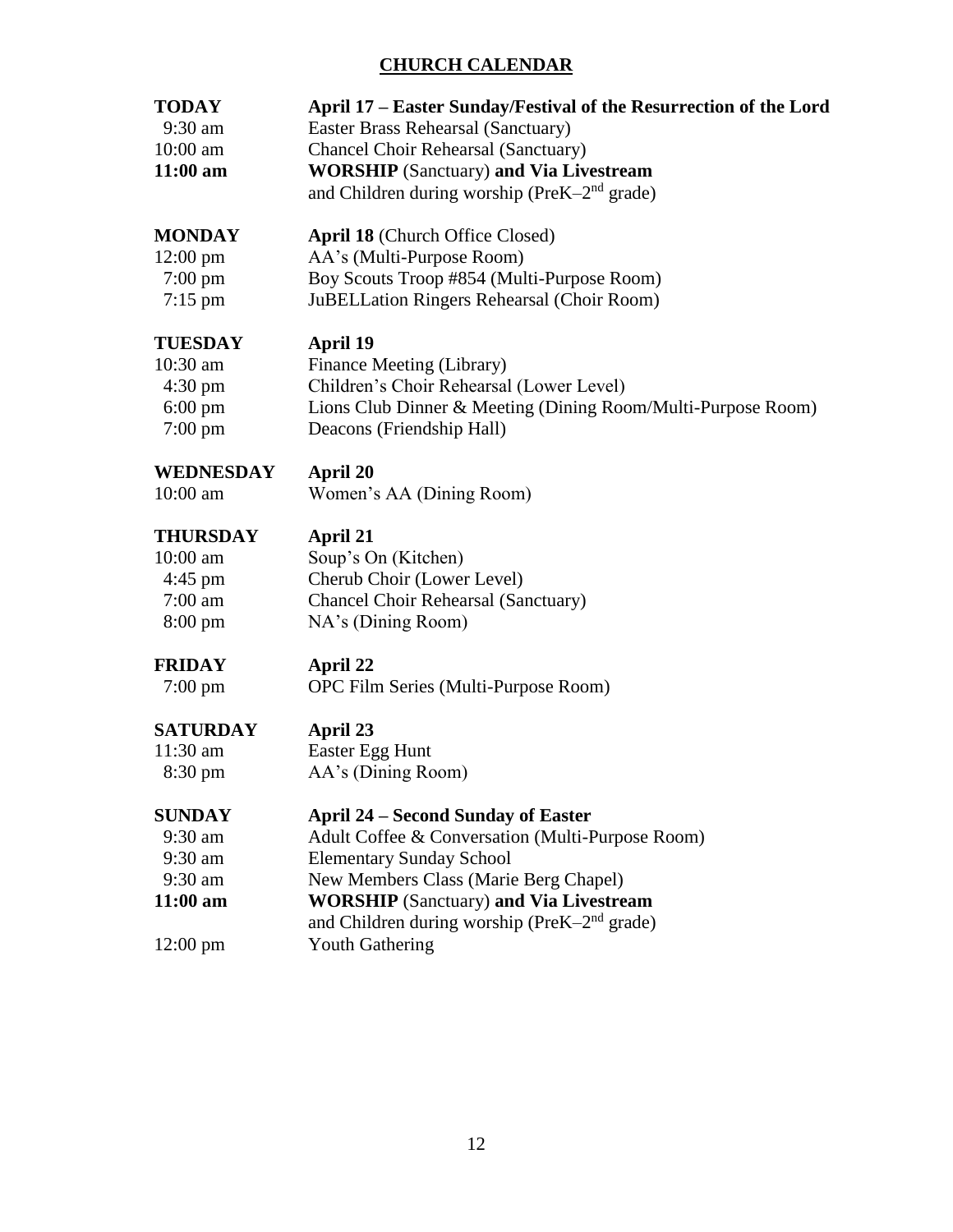## **CHURCH CALENDAR**

| | |
|---|---|
| **TODAY** | **April 17 – Easter Sunday/Festival of the Resurrection of the Lord** |
| 9:30 am | Easter Brass Rehearsal (Sanctuary) |
| 10:00 am | Chancel Choir Rehearsal (Sanctuary) |
| **11:00 am** | **WORSHIP** (Sanctuary) **and Via Livestream** |
| | and Children during worship (PreK–2nd grade) |
| **MONDAY** | **April 18** (Church Office Closed) |
| 12:00 pm | AA's (Multi-Purpose Room) |
| 7:00 pm | Boy Scouts Troop #854 (Multi-Purpose Room) |
| 7:15 pm | JuBELLation Ringers Rehearsal (Choir Room) |
| **TUESDAY** | **April 19** |
| 10:30 am | Finance Meeting (Library) |
| 4:30 pm | Children's Choir Rehearsal (Lower Level) |
| 6:00 pm | Lions Club Dinner & Meeting (Dining Room/Multi-Purpose Room) |
| 7:00 pm | Deacons (Friendship Hall) |
| **WEDNESDAY** | **April 20** |
| 10:00 am | Women's AA (Dining Room) |
| **THURSDAY** | **April 21** |
| 10:00 am | Soup's On (Kitchen) |
| 4:45 pm | Cherub Choir (Lower Level) |
| 7:00 am | Chancel Choir Rehearsal (Sanctuary) |
| 8:00 pm | NA's (Dining Room) |
| **FRIDAY** | **April 22** |
| 7:00 pm | OPC Film Series (Multi-Purpose Room) |
| **SATURDAY** | **April 23** |
| 11:30 am | Easter Egg Hunt |
| 8:30 pm | AA's (Dining Room) |
| **SUNDAY** | **April 24 – Second Sunday of Easter** |
| 9:30 am | Adult Coffee & Conversation (Multi-Purpose Room) |
| 9:30 am | Elementary Sunday School |
| 9:30 am | New Members Class (Marie Berg Chapel) |
| **11:00 am** | **WORSHIP** (Sanctuary) **and Via Livestream** |
| | and Children during worship (PreK–2nd grade) |
| 12:00 pm | Youth Gathering |